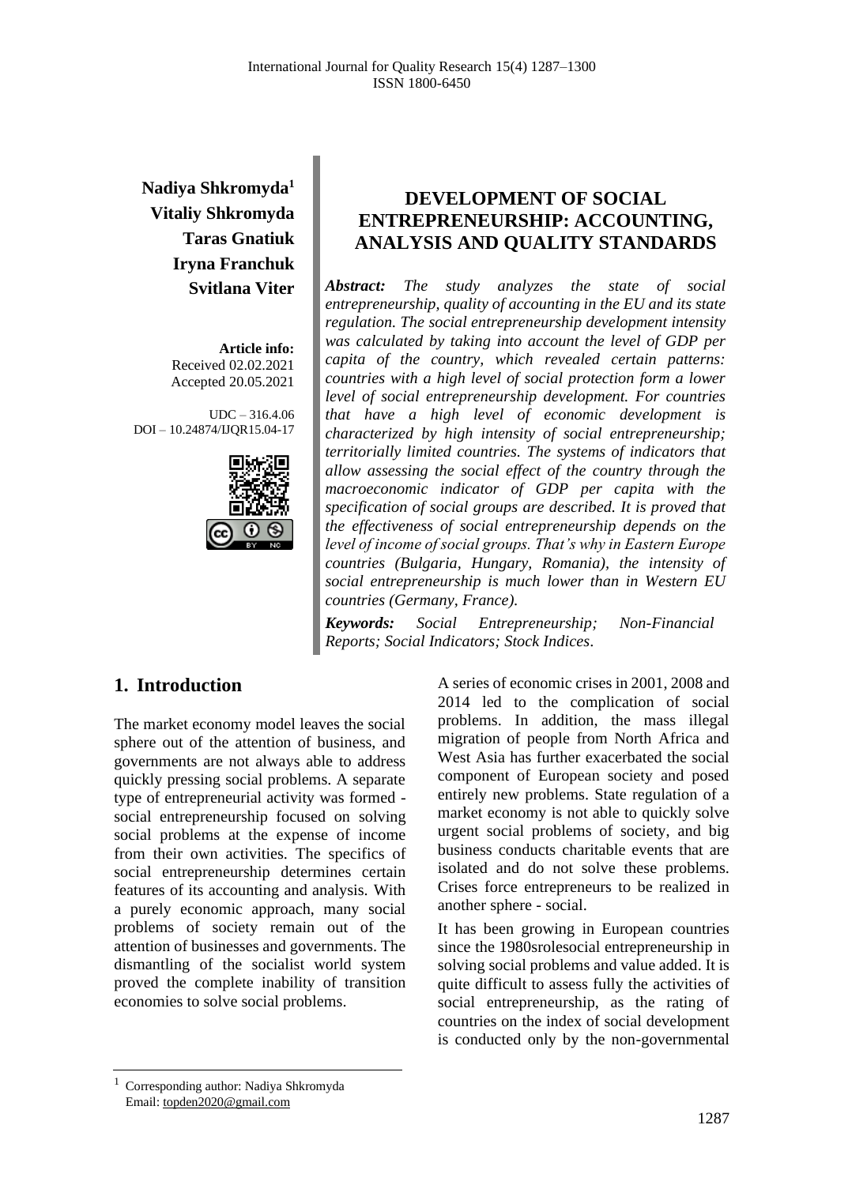**Nadiya Shkromyda**[1]
**Vitaliy Shkromyda**
**Taras Gnatiuk**
**Iryna Franchuk**
**Svitlana Viter**

**Article info:**
Received 02.02.2021
Accepted 20.05.2021

UDC – 316.4.06
DOI – 10.24874/IJQR15.04-17

# DEVELOPMENT OF SOCIAL ENTREPRENEURSHIP: ACCOUNTING, ANALYSIS AND QUALITY STANDARDS

***Abstract:*** *The study analyzes the state of social entrepreneurship, quality of accounting in the EU and its state regulation. The social entrepreneurship development intensity was calculated by taking into account the level of GDP per capita of the country, which revealed certain patterns: countries with a high level of social protection form a lower level of social entrepreneurship development. For countries that have a high level of economic development is characterized by high intensity of social entrepreneurship; territorially limited countries. The systems of indicators that allow assessing the social effect of the country through the macroeconomic indicator of GDP per capita with the specification of social groups are described. It is proved that the effectiveness of social entrepreneurship depends on the level of income of social groups. That's why in Eastern Europe countries (Bulgaria, Hungary, Romania), the intensity of social entrepreneurship is much lower than in Western EU countries (Germany, France).*

***Keywords:*** *Social Entrepreneurship; Non-Financial Reports; Social Indicators; Stock Indices.*

## 1. Introduction

The market economy model leaves the social sphere out of the attention of business, and governments are not always able to address quickly pressing social problems. A separate type of entrepreneurial activity was formed - social entrepreneurship focused on solving social problems at the expense of income from their own activities. The specifics of social entrepreneurship determines certain features of its accounting and analysis. With a purely economic approach, many social problems of society remain out of the attention of businesses and governments. The dismantling of the socialist world system proved the complete inability of transition economies to solve social problems.

A series of economic crises in 2001, 2008 and 2014 led to the complication of social problems. In addition, the mass illegal migration of people from North Africa and West Asia has further exacerbated the social component of European society and posed entirely new problems. State regulation of a market economy is not able to quickly solve urgent social problems of society, and big business conducts charitable events that are isolated and do not solve these problems. Crises force entrepreneurs to be realized in another sphere - social.

It has been growing in European countries since the 1980srolesocial entrepreneurship in solving social problems and value added. It is quite difficult to assess fully the activities of social entrepreneurship, as the rating of countries on the index of social development is conducted only by the non-governmental

[1] Corresponding author: Nadiya Shkromyda
Email: topden2020@gmail.com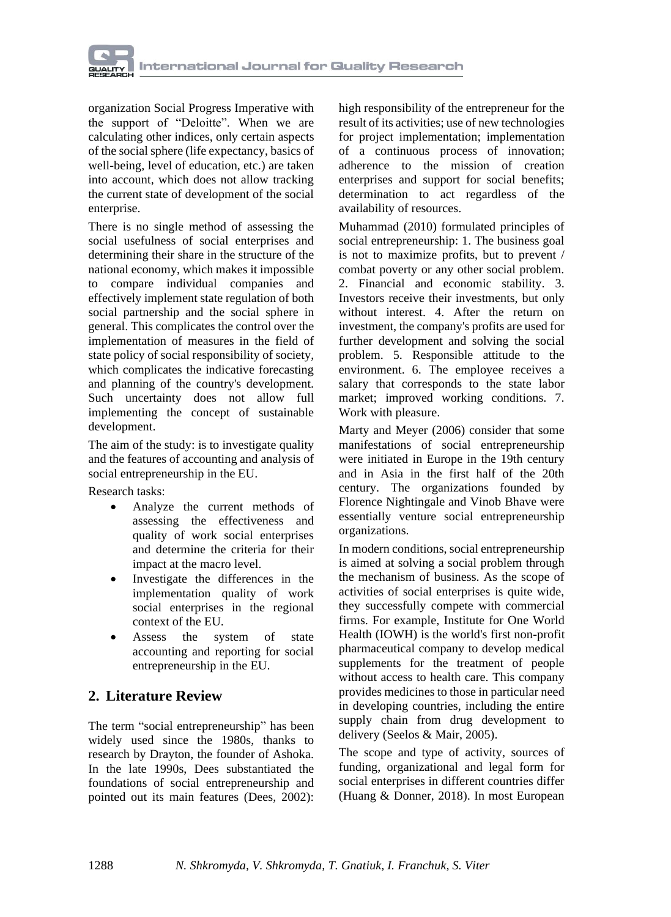organization Social Progress Imperative with the support of "Deloitte". When we are calculating other indices, only certain aspects of the social sphere (life expectancy, basics of well-being, level of education, etc.) are taken into account, which does not allow tracking the current state of development of the social enterprise.

There is no single method of assessing the social usefulness of social enterprises and determining their share in the structure of the national economy, which makes it impossible to compare individual companies and effectively implement state regulation of both social partnership and the social sphere in general. This complicates the control over the implementation of measures in the field of state policy of social responsibility of society, which complicates the indicative forecasting and planning of the country's development. Such uncertainty does not allow full implementing the concept of sustainable development.

The aim of the study: is to investigate quality and the features of accounting and analysis of social entrepreneurship in the EU.

Research tasks:

- Analyze the current methods of assessing the effectiveness and quality of work social enterprises and determine the criteria for their impact at the macro level.
- Investigate the differences in the implementation quality of work social enterprises in the regional context of the EU.
- Assess the system of state accounting and reporting for social entrepreneurship in the EU.

## 2. Literature Review

The term "social entrepreneurship" has been widely used since the 1980s, thanks to research by Drayton, the founder of Ashoka. In the late 1990s, Dees substantiated the foundations of social entrepreneurship and pointed out its main features (Dees, 2002): high responsibility of the entrepreneur for the result of its activities; use of new technologies for project implementation; implementation of a continuous process of innovation; adherence to the mission of creation enterprises and support for social benefits; determination to act regardless of the availability of resources.

Muhammad (2010) formulated principles of social entrepreneurship: 1. The business goal is not to maximize profits, but to prevent / combat poverty or any other social problem. 2. Financial and economic stability. 3. Investors receive their investments, but only without interest. 4. After the return on investment, the company's profits are used for further development and solving the social problem. 5. Responsible attitude to the environment. 6. The employee receives a salary that corresponds to the state labor market; improved working conditions. 7. Work with pleasure.

Marty and Meyer (2006) consider that some manifestations of social entrepreneurship were initiated in Europe in the 19th century and in Asia in the first half of the 20th century. The organizations founded by Florence Nightingale and Vinob Bhave were essentially venture social entrepreneurship organizations.

In modern conditions, social entrepreneurship is aimed at solving a social problem through the mechanism of business. As the scope of activities of social enterprises is quite wide, they successfully compete with commercial firms. For example, Institute for One World Health (IOWH) is the world's first non-profit pharmaceutical company to develop medical supplements for the treatment of people without access to health care. This company provides medicines to those in particular need in developing countries, including the entire supply chain from drug development to delivery (Seelos & Mair, 2005).

The scope and type of activity, sources of funding, organizational and legal form for social enterprises in different countries differ (Huang & Donner, 2018). In most European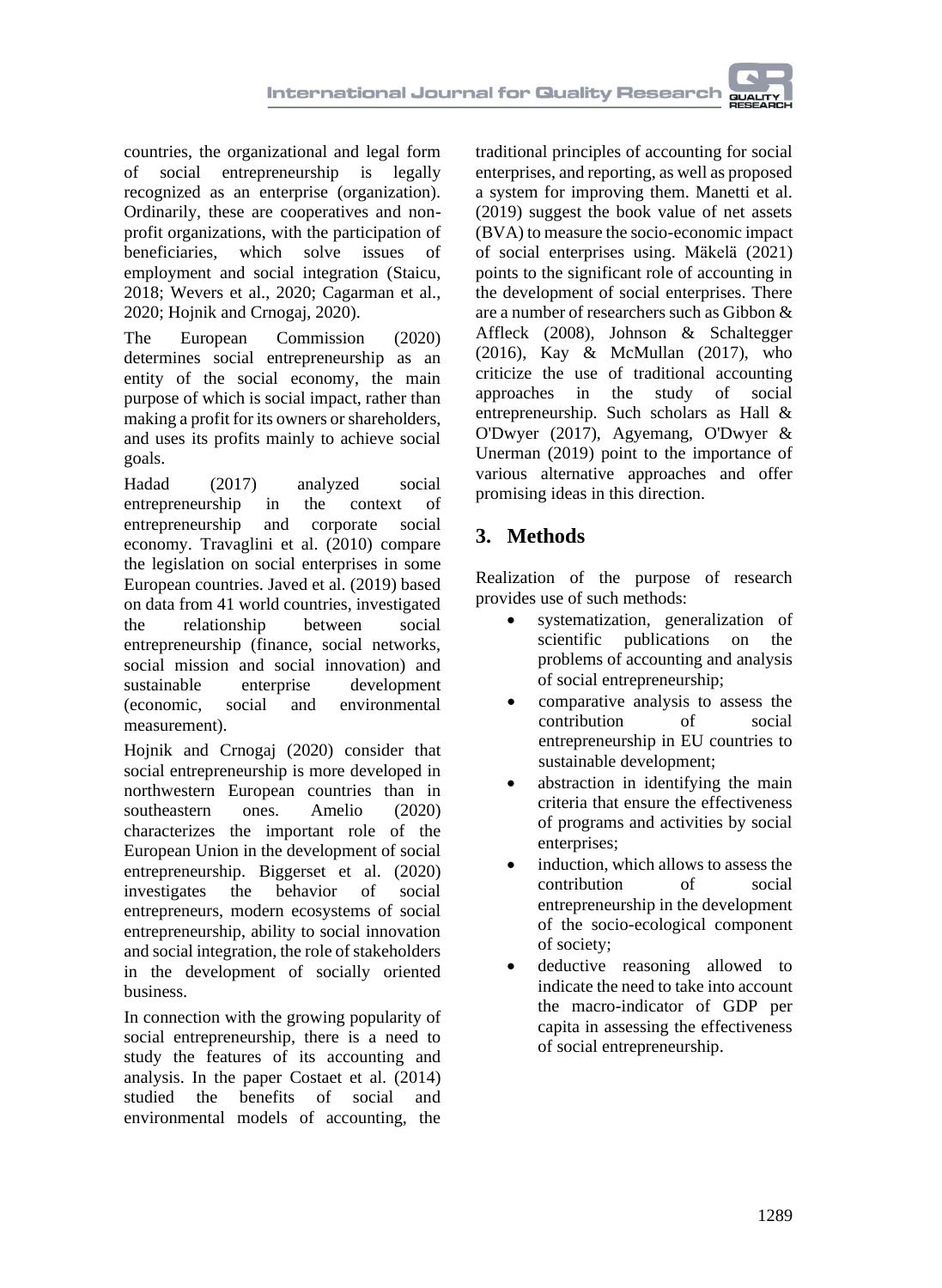countries, the organizational and legal form of social entrepreneurship is legally recognized as an enterprise (organization). Ordinarily, these are cooperatives and non-profit organizations, with the participation of beneficiaries, which solve issues of employment and social integration (Staicu, 2018; Wevers et al., 2020; Cagarman et al., 2020; Hojnik and Crnogaj, 2020).

The European Commission (2020) determines social entrepreneurship as an entity of the social economy, the main purpose of which is social impact, rather than making a profit for its owners or shareholders, and uses its profits mainly to achieve social goals.

Hadad (2017) analyzed social entrepreneurship in the context of entrepreneurship and corporate social economy. Travaglini et al. (2010) compare the legislation on social enterprises in some European countries. Javed et al. (2019) based on data from 41 world countries, investigated the relationship between social entrepreneurship (finance, social networks, social mission and social innovation) and sustainable enterprise development (economic, social and environmental measurement).

Hojnik and Crnogaj (2020) consider that social entrepreneurship is more developed in northwestern European countries than in southeastern ones. Amelio (2020) characterizes the important role of the European Union in the development of social entrepreneurship. Biggerset et al. (2020) investigates the behavior of social entrepreneurs, modern ecosystems of social entrepreneurship, ability to social innovation and social integration, the role of stakeholders in the development of socially oriented business.

In connection with the growing popularity of social entrepreneurship, there is a need to study the features of its accounting and analysis. In the paper Costaet et al. (2014) studied the benefits of social and environmental models of accounting, the traditional principles of accounting for social enterprises, and reporting, as well as proposed a system for improving them. Manetti et al. (2019) suggest the book value of net assets (BVA) to measure the socio-economic impact of social enterprises using. Mäkelä (2021) points to the significant role of accounting in the development of social enterprises. There are a number of researchers such as Gibbon & Affleck (2008), Johnson & Schaltegger (2016), Kay & McMullan (2017), who criticize the use of traditional accounting approaches in the study of social entrepreneurship. Such scholars as Hall & O'Dwyer (2017), Agyemang, O'Dwyer & Unerman (2019) point to the importance of various alternative approaches and offer promising ideas in this direction.

## 3. Methods

Realization of the purpose of research provides use of such methods:

- systematization, generalization of scientific publications on the problems of accounting and analysis of social entrepreneurship;
- comparative analysis to assess the contribution of social entrepreneurship in EU countries to sustainable development;
- abstraction in identifying the main criteria that ensure the effectiveness of programs and activities by social enterprises;
- induction, which allows to assess the contribution of social entrepreneurship in the development of the socio-ecological component of society;
- deductive reasoning allowed to indicate the need to take into account the macro-indicator of GDP per capita in assessing the effectiveness of social entrepreneurship.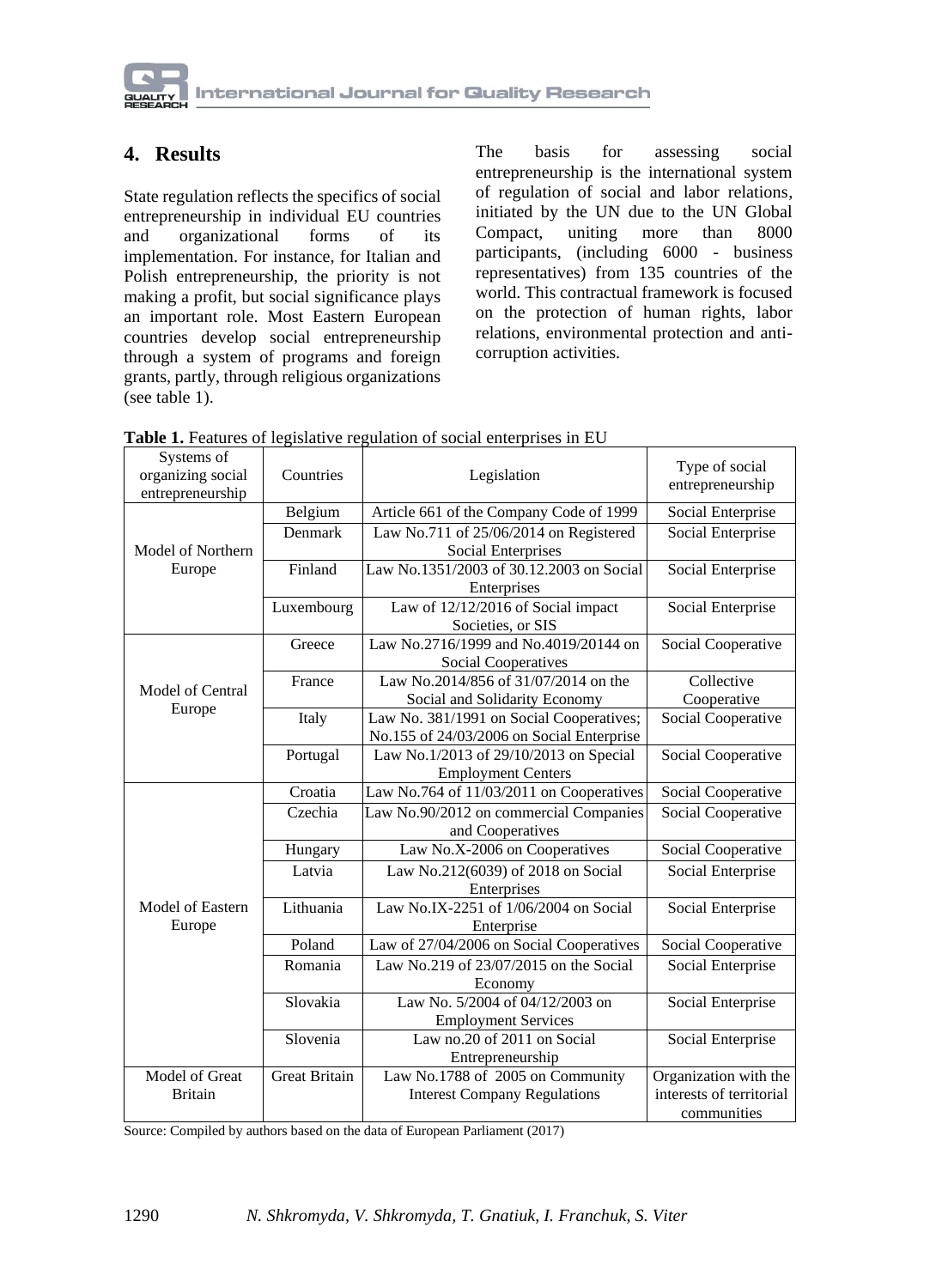## 4. Results

State regulation reflects the specifics of social entrepreneurship in individual EU countries and organizational forms of its implementation. For instance, for Italian and Polish entrepreneurship, the priority is not making a profit, but social significance plays an important role. Most Eastern European countries develop social entrepreneurship through a system of programs and foreign grants, partly, through religious organizations (see table 1).

The basis for assessing social entrepreneurship is the international system of regulation of social and labor relations, initiated by the UN due to the UN Global Compact, uniting more than 8000 participants, (including 6000 - business representatives) from 135 countries of the world. This contractual framework is focused on the protection of human rights, labor relations, environmental protection and anti-corruption activities.

**Table 1.** Features of legislative regulation of social enterprises in EU

| Systems of organizing social entrepreneurship | Countries | Legislation | Type of social entrepreneurship |
|---|---|---|---|
| Model of Northern Europe | Belgium | Article 661 of the Company Code of 1999 | Social Enterprise |
| | Denmark | Law No.711 of 25/06/2014 on Registered Social Enterprises | Social Enterprise |
| | Finland | Law No.1351/2003 of 30.12.2003 on Social Enterprises | Social Enterprise |
| | Luxembourg | Law of 12/12/2016 of Social impact Societies, or SIS | Social Enterprise |
| Model of Central Europe | Greece | Law No.2716/1999 and No.4019/20144 on Social Cooperatives | Social Cooperative |
| | France | Law No.2014/856 of 31/07/2014 on the Social and Solidarity Economy | Collective Cooperative |
| | Italy | Law No. 381/1991 on Social Cooperatives; No.155 of 24/03/2006 on Social Enterprise | Social Cooperative |
| | Portugal | Law No.1/2013 of 29/10/2013 on Special Employment Centers | Social Cooperative |
| Model of Eastern Europe | Croatia | Law No.764 of 11/03/2011 on Cooperatives | Social Cooperative |
| | Czechia | Law No.90/2012 on commercial Companies and Cooperatives | Social Cooperative |
| | Hungary | Law No.X-2006 on Cooperatives | Social Cooperative |
| | Latvia | Law No.212(6039) of 2018 on Social Enterprises | Social Enterprise |
| | Lithuania | Law No.IX-2251 of 1/06/2004 on Social Enterprise | Social Enterprise |
| | Poland | Law of 27/04/2006 on Social Cooperatives | Social Cooperative |
| | Romania | Law No.219 of 23/07/2015 on the Social Economy | Social Enterprise |
| | Slovakia | Law No. 5/2004 of 04/12/2003 on Employment Services | Social Enterprise |
| | Slovenia | Law no.20 of 2011 on Social Entrepreneurship | Social Enterprise |
| Model of Great Britain | Great Britain | Law No.1788 of 2005 on Community Interest Company Regulations | Organization with the interests of territorial communities |

Source: Compiled by authors based on the data of European Parliament (2017)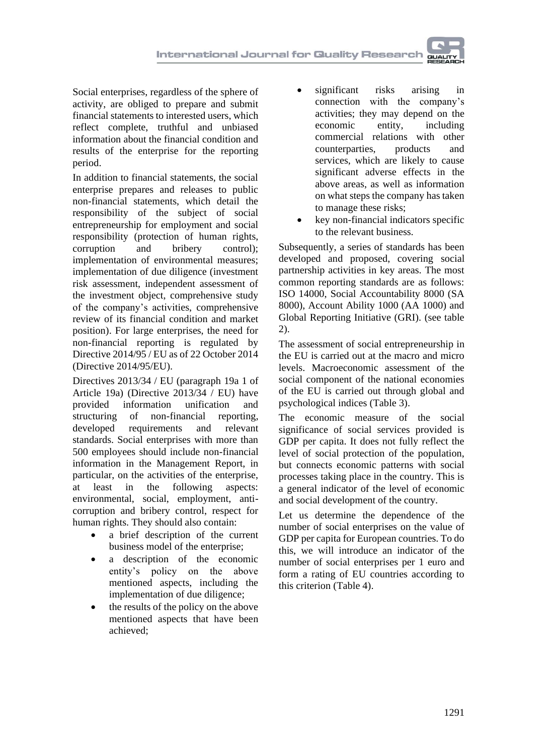Social enterprises, regardless of the sphere of activity, are obliged to prepare and submit financial statements to interested users, which reflect complete, truthful and unbiased information about the financial condition and results of the enterprise for the reporting period.

In addition to financial statements, the social enterprise prepares and releases to public non-financial statements, which detail the responsibility of the subject of social entrepreneurship for employment and social responsibility (protection of human rights, corruption and bribery control); implementation of environmental measures; implementation of due diligence (investment risk assessment, independent assessment of the investment object, comprehensive study of the company's activities, comprehensive review of its financial condition and market position). For large enterprises, the need for non-financial reporting is regulated by Directive 2014/95 / EU as of 22 October 2014 (Directive 2014/95/EU).

Directives 2013/34 / EU (paragraph 19a 1 of Article 19a) (Directive 2013/34 / EU) have provided information unification and structuring of non-financial reporting, developed requirements and relevant standards. Social enterprises with more than 500 employees should include non-financial information in the Management Report, in particular, on the activities of the enterprise, at least in the following aspects: environmental, social, employment, anti-corruption and bribery control, respect for human rights. They should also contain:

- a brief description of the current business model of the enterprise;
- a description of the economic entity's policy on the above mentioned aspects, including the implementation of due diligence;
- the results of the policy on the above mentioned aspects that have been achieved;
- significant risks arising in connection with the company's activities; they may depend on the economic entity, including commercial relations with other counterparties, products and services, which are likely to cause significant adverse effects in the above areas, as well as information on what steps the company has taken to manage these risks;
- key non-financial indicators specific to the relevant business.

Subsequently, a series of standards has been developed and proposed, covering social partnership activities in key areas. The most common reporting standards are as follows: ISO 14000, Social Accountability 8000 (SA 8000), Account Ability 1000 (AA 1000) and Global Reporting Initiative (GRI). (see table 2).

The assessment of social entrepreneurship in the EU is carried out at the macro and micro levels. Macroeconomic assessment of the social component of the national economies of the EU is carried out through global and psychological indices (Table 3).

The economic measure of the social significance of social services provided is GDP per capita. It does not fully reflect the level of social protection of the population, but connects economic patterns with social processes taking place in the country. This is a general indicator of the level of economic and social development of the country.

Let us determine the dependence of the number of social enterprises on the value of GDP per capita for European countries. To do this, we will introduce an indicator of the number of social enterprises per 1 euro and form a rating of EU countries according to this criterion (Table 4).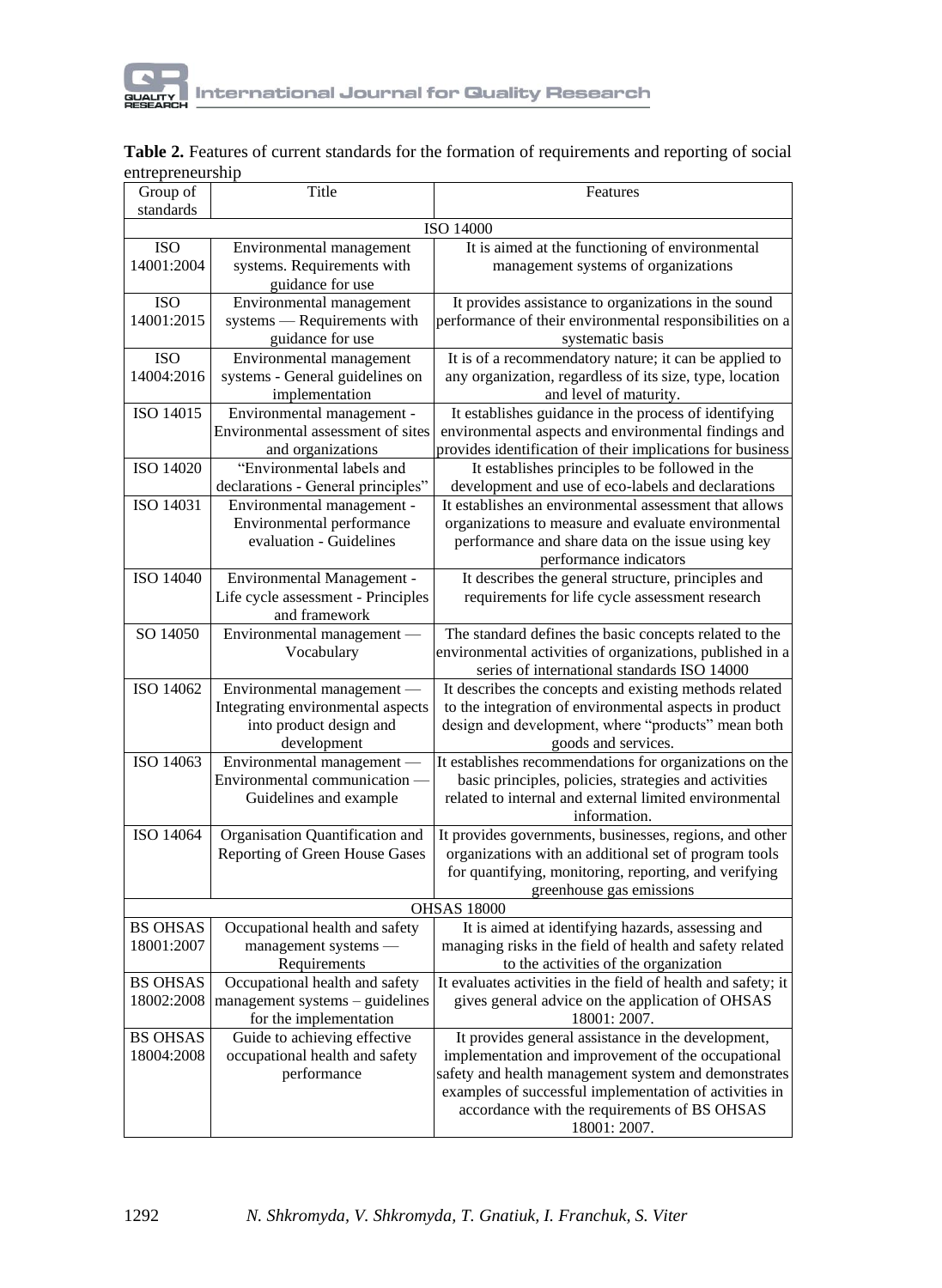**Table 2.** Features of current standards for the formation of requirements and reporting of social entrepreneurship

| Group of standards | Title | Features |
|---|---|---|
| ISO 14000 | | |
| ISO 14001:2004 | Environmental management systems. Requirements with guidance for use | It is aimed at the functioning of environmental management systems of organizations |
| ISO 14001:2015 | Environmental management systems — Requirements with guidance for use | It provides assistance to organizations in the sound performance of their environmental responsibilities on a systematic basis |
| ISO 14004:2016 | Environmental management systems - General guidelines on implementation | It is of a recommendatory nature; it can be applied to any organization, regardless of its size, type, location and level of maturity. |
| ISO 14015 | Environmental management - Environmental assessment of sites and organizations | It establishes guidance in the process of identifying environmental aspects and environmental findings and provides identification of their implications for business |
| ISO 14020 | "Environmental labels and declarations - General principles" | It establishes principles to be followed in the development and use of eco-labels and declarations |
| ISO 14031 | Environmental management - Environmental performance evaluation - Guidelines | It establishes an environmental assessment that allows organizations to measure and evaluate environmental performance and share data on the issue using key performance indicators |
| ISO 14040 | Environmental Management - Life cycle assessment - Principles and framework | It describes the general structure, principles and requirements for life cycle assessment research |
| SO 14050 | Environmental management — Vocabulary | The standard defines the basic concepts related to the environmental activities of organizations, published in a series of international standards ISO 14000 |
| ISO 14062 | Environmental management — Integrating environmental aspects into product design and development | It describes the concepts and existing methods related to the integration of environmental aspects in product design and development, where "products" mean both goods and services. |
| ISO 14063 | Environmental management — Environmental communication — Guidelines and example | It establishes recommendations for organizations on the basic principles, policies, strategies and activities related to internal and external limited environmental information. |
| ISO 14064 | Organisation Quantification and Reporting of Green House Gases | It provides governments, businesses, regions, and other organizations with an additional set of program tools for quantifying, monitoring, reporting, and verifying greenhouse gas emissions |
| OHSAS 18000 | | |
| BS OHSAS 18001:2007 | Occupational health and safety management systems — Requirements | It is aimed at identifying hazards, assessing and managing risks in the field of health and safety related to the activities of the organization |
| BS OHSAS 18002:2008 | Occupational health and safety management systems – guidelines for the implementation | It evaluates activities in the field of health and safety; it gives general advice on the application of OHSAS 18001: 2007. |
| BS OHSAS 18004:2008 | Guide to achieving effective occupational health and safety performance | It provides general assistance in the development, implementation and improvement of the occupational safety and health management system and demonstrates examples of successful implementation of activities in accordance with the requirements of BS OHSAS 18001: 2007. |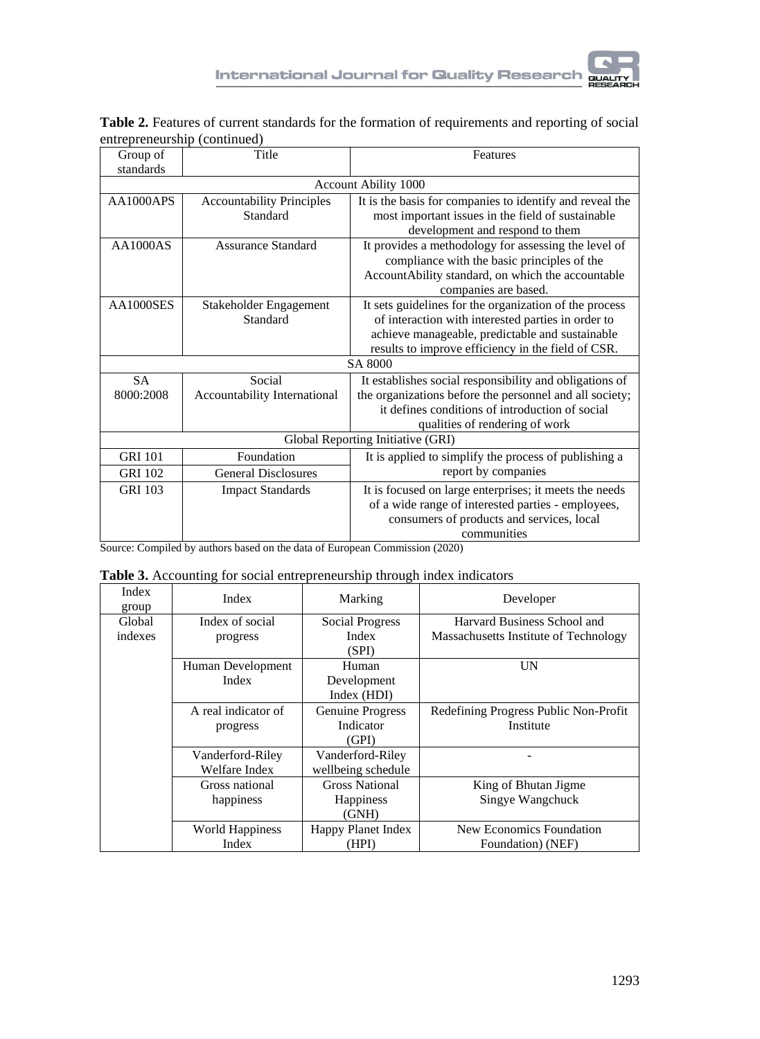**Table 2.** Features of current standards for the formation of requirements and reporting of social entrepreneurship (continued)

| Group of standards | Title | Features |
|---|---|---|
| Account Ability 1000 | | |
| AA1000APS | Accountability Principles Standard | It is the basis for companies to identify and reveal the most important issues in the field of sustainable development and respond to them |
| AA1000AS | Assurance Standard | It provides a methodology for assessing the level of compliance with the basic principles of the AccountAbility standard, on which the accountable companies are based. |
| AA1000SES | Stakeholder Engagement Standard | It sets guidelines for the organization of the process of interaction with interested parties in order to achieve manageable, predictable and sustainable results to improve efficiency in the field of CSR. |
| SA 8000 | | |
| SA 8000:2008 | Social Accountability International | It establishes social responsibility and obligations of the organizations before the personnel and all society; it defines conditions of introduction of social qualities of rendering of work |
| Global Reporting Initiative (GRI) | | |
| GRI 101 | Foundation | It is applied to simplify the process of publishing a report by companies |
| GRI 102 | General Disclosures | |
| GRI 103 | Impact Standards | It is focused on large enterprises; it meets the needs of a wide range of interested parties - employees, consumers of products and services, local communities |

Source: Compiled by authors based on the data of European Commission (2020)

**Table 3.** Accounting for social entrepreneurship through index indicators

| Index group | Index | Marking | Developer |
|---|---|---|---|
| Global indexes | Index of social progress | Social Progress Index (SPI) | Harvard Business School and Massachusetts Institute of Technology |
| | Human Development Index | Human Development Index (HDI) | UN |
| | A real indicator of progress | Genuine Progress Indicator (GPI) | Redefining Progress Public Non-Profit Institute |
| | Vanderford-Riley Welfare Index | Vanderford-Riley wellbeing schedule | - |
| | Gross national happiness | Gross National Happiness (GNH) | King of Bhutan Jigme Singye Wangchuck |
| | World Happiness Index | Happy Planet Index (HPI) | New Economics Foundation Foundation) (NEF) |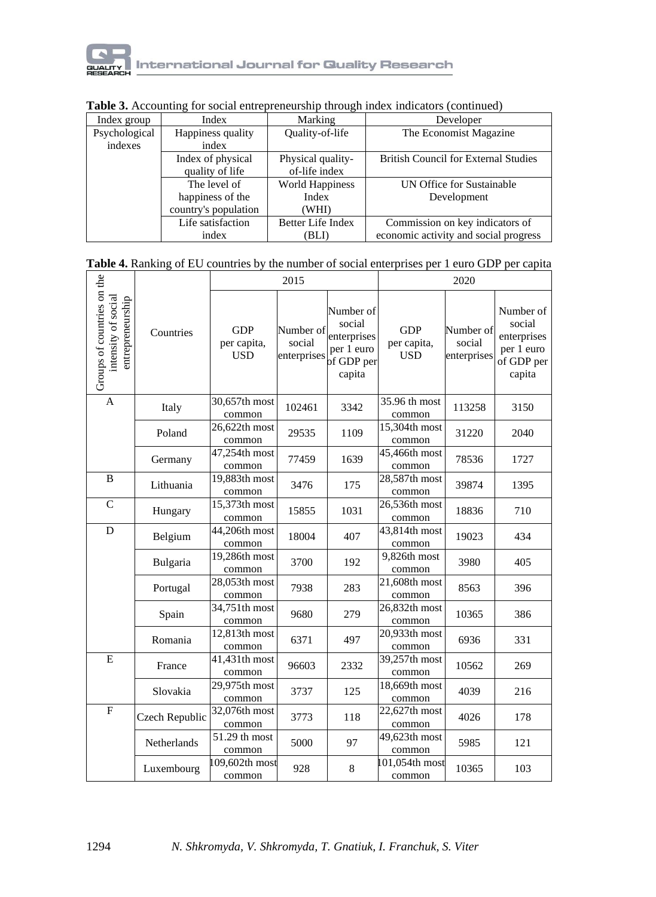**Table 3.** Accounting for social entrepreneurship through index indicators (continued)

| Index group | Index | Marking | Developer |
|---|---|---|---|
| Psychological indexes | Happiness quality index | Quality-of-life | The Economist Magazine |
| | Index of physical quality of life | Physical quality-of-life index | British Council for External Studies |
| | The level of happiness of the country's population | World Happiness Index (WHI) | UN Office for Sustainable Development |
| | Life satisfaction index | Better Life Index (BLI) | Commission on key indicators of economic activity and social progress |

**Table 4.** Ranking of EU countries by the number of social enterprises per 1 euro GDP per capita

| Groups of countries on the intensity of social entrepreneurship | Countries | 2015 | | | 2020 | | |
|---|---|---|---|---|---|---|---|
| | | GDP per capita, USD | Number of social enterprises | Number of social enterprises per 1 euro of GDP per capita | GDP per capita, USD | Number of social enterprises | Number of social enterprises per 1 euro of GDP per capita |
| A | Italy | 30,657th most common | 102461 | 3342 | 35.96 th most common | 113258 | 3150 |
| | Poland | 26,622th most common | 29535 | 1109 | 15,304th most common | 31220 | 2040 |
| | Germany | 47,254th most common | 77459 | 1639 | 45,466th most common | 78536 | 1727 |
| B | Lithuania | 19,883th most common | 3476 | 175 | 28,587th most common | 39874 | 1395 |
| C | Hungary | 15,373th most common | 15855 | 1031 | 26,536th most common | 18836 | 710 |
| D | Belgium | 44,206th most common | 18004 | 407 | 43,814th most common | 19023 | 434 |
| | Bulgaria | 19,286th most common | 3700 | 192 | 9,826th most common | 3980 | 405 |
| | Portugal | 28,053th most common | 7938 | 283 | 21,608th most common | 8563 | 396 |
| | Spain | 34,751th most common | 9680 | 279 | 26,832th most common | 10365 | 386 |
| | Romania | 12,813th most common | 6371 | 497 | 20,933th most common | 6936 | 331 |
| E | France | 41,431th most common | 96603 | 2332 | 39,257th most common | 10562 | 269 |
| | Slovakia | 29,975th most common | 3737 | 125 | 18,669th most common | 4039 | 216 |
| F | Czech Republic | 32,076th most common | 3773 | 118 | 22,627th most common | 4026 | 178 |
| | Netherlands | 51.29 th most common | 5000 | 97 | 49,623th most common | 5985 | 121 |
| | Luxembourg | 109,602th most common | 928 | 8 | 101,054th most common | 10365 | 103 |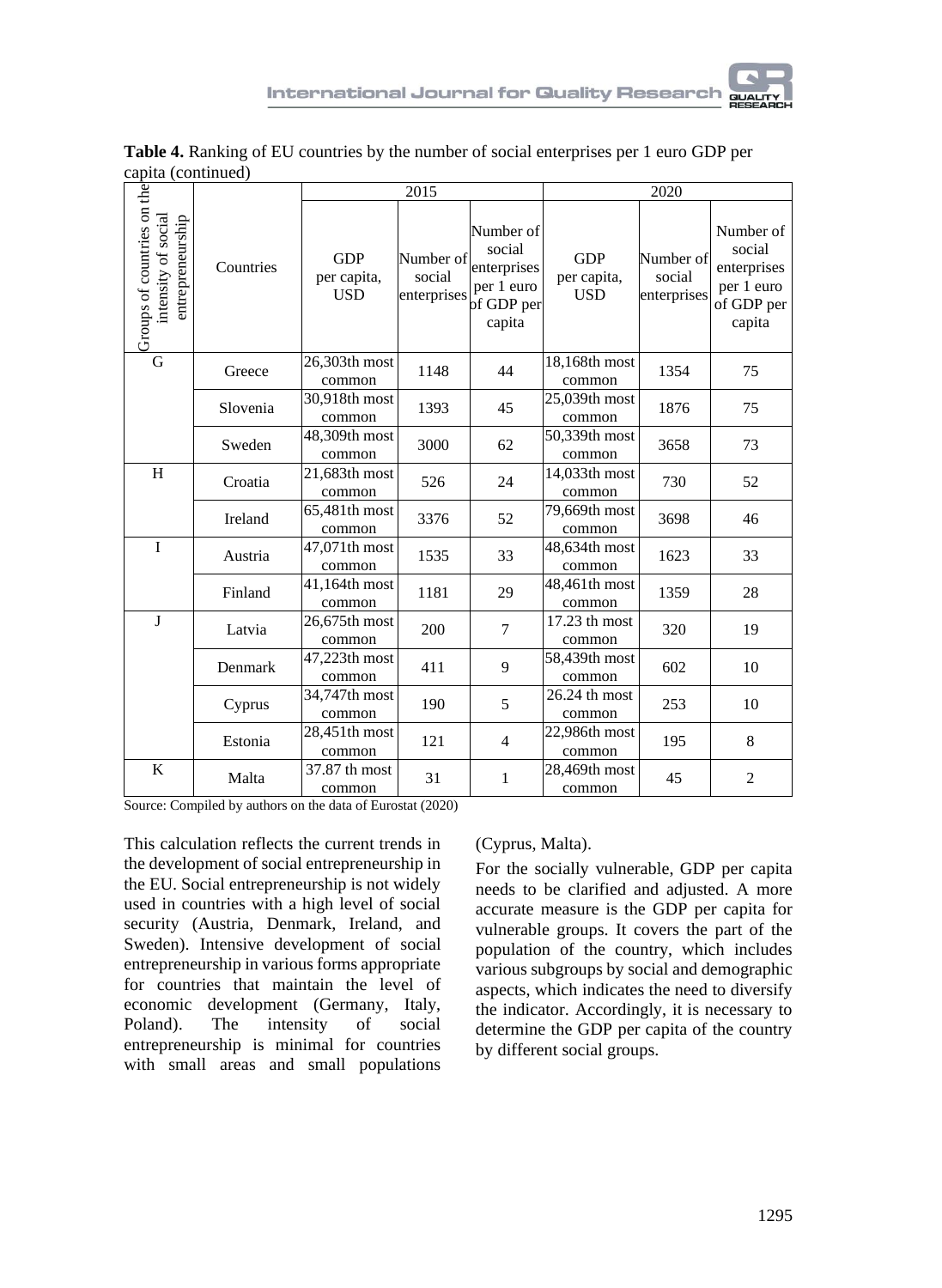**Table 4.** Ranking of EU countries by the number of social enterprises per 1 euro GDP per capita (continued)

| Groups of countries on the intensity of social entrepreneurship | Countries | 2015 | | | 2020 | | |
|---|---|---|---|---|---|---|---|
| | | GDP per capita, USD | Number of social enterprises | Number of social enterprises per 1 euro of GDP per capita | GDP per capita, USD | Number of social enterprises | Number of social enterprises per 1 euro of GDP per capita |
| G | Greece | 26,303th most common | 1148 | 44 | 18,168th most common | 1354 | 75 |
| | Slovenia | 30,918th most common | 1393 | 45 | 25,039th most common | 1876 | 75 |
| | Sweden | 48,309th most common | 3000 | 62 | 50,339th most common | 3658 | 73 |
| H | Croatia | 21,683th most common | 526 | 24 | 14,033th most common | 730 | 52 |
| | Ireland | 65,481th most common | 3376 | 52 | 79,669th most common | 3698 | 46 |
| I | Austria | 47,071th most common | 1535 | 33 | 48,634th most common | 1623 | 33 |
| | Finland | 41,164th most common | 1181 | 29 | 48,461th most common | 1359 | 28 |
| J | Latvia | 26,675th most common | 200 | 7 | 17.23 th most common | 320 | 19 |
| | Denmark | 47,223th most common | 411 | 9 | 58,439th most common | 602 | 10 |
| | Cyprus | 34,747th most common | 190 | 5 | 26.24 th most common | 253 | 10 |
| | Estonia | 28,451th most common | 121 | 4 | 22,986th most common | 195 | 8 |
| K | Malta | 37.87 th most common | 31 | 1 | 28,469th most common | 45 | 2 |

Source: Compiled by authors on the data of Eurostat (2020)

This calculation reflects the current trends in the development of social entrepreneurship in the EU. Social entrepreneurship is not widely used in countries with a high level of social security (Austria, Denmark, Ireland, and Sweden). Intensive development of social entrepreneurship in various forms appropriate for countries that maintain the level of economic development (Germany, Italy, Poland). The intensity of social entrepreneurship is minimal for countries with small areas and small populations (Cyprus, Malta).

For the socially vulnerable, GDP per capita needs to be clarified and adjusted. A more accurate measure is the GDP per capita for vulnerable groups. It covers the part of the population of the country, which includes various subgroups by social and demographic aspects, which indicates the need to diversify the indicator. Accordingly, it is necessary to determine the GDP per capita of the country by different social groups.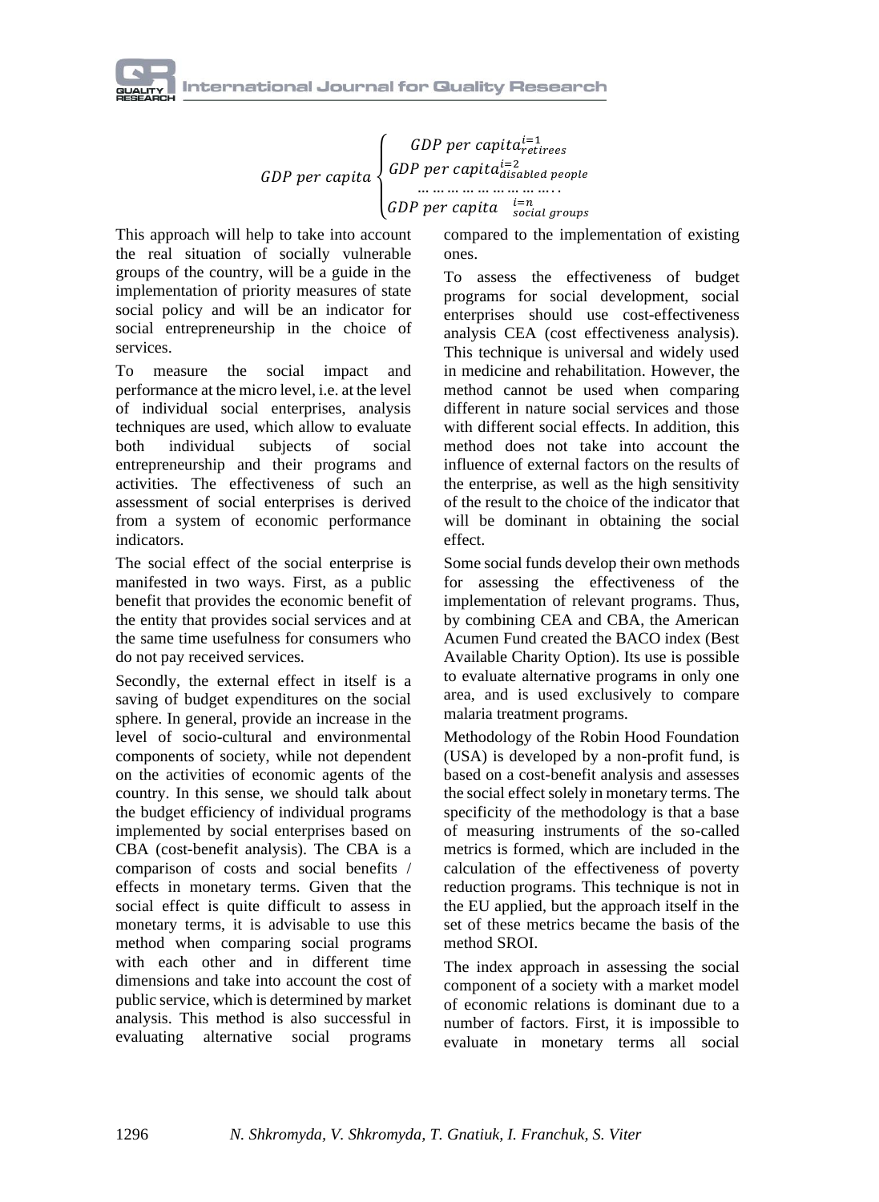$$GDP\ per\ capita \begin{cases} GDP\ per\ capita^{i=1}_{retirees} \\ GDP\ per\ capita^{i=2}_{disabled\ people} \\ \dots\dots\dots\dots\dots\dots\dots\dots.. \\ GDP\ per\ capita\ \ ^{i=n}_{social\ groups} \end{cases}$$

This approach will help to take into account the real situation of socially vulnerable groups of the country, will be a guide in the implementation of priority measures of state social policy and will be an indicator for social entrepreneurship in the choice of services.

To measure the social impact and performance at the micro level, i.e. at the level of individual social enterprises, analysis techniques are used, which allow to evaluate both individual subjects of social entrepreneurship and their programs and activities. The effectiveness of such an assessment of social enterprises is derived from a system of economic performance indicators.

The social effect of the social enterprise is manifested in two ways. First, as a public benefit that provides the economic benefit of the entity that provides social services and at the same time usefulness for consumers who do not pay received services.

Secondly, the external effect in itself is a saving of budget expenditures on the social sphere. In general, provide an increase in the level of socio-cultural and environmental components of society, while not dependent on the activities of economic agents of the country. In this sense, we should talk about the budget efficiency of individual programs implemented by social enterprises based on CBA (cost-benefit analysis). The CBA is a comparison of costs and social benefits / effects in monetary terms. Given that the social effect is quite difficult to assess in monetary terms, it is advisable to use this method when comparing social programs with each other and in different time dimensions and take into account the cost of public service, which is determined by market analysis. This method is also successful in evaluating alternative social programs compared to the implementation of existing ones.

To assess the effectiveness of budget programs for social development, social enterprises should use cost-effectiveness analysis CEA (cost effectiveness analysis). This technique is universal and widely used in medicine and rehabilitation. However, the method cannot be used when comparing different in nature social services and those with different social effects. In addition, this method does not take into account the influence of external factors on the results of the enterprise, as well as the high sensitivity of the result to the choice of the indicator that will be dominant in obtaining the social effect.

Some social funds develop their own methods for assessing the effectiveness of the implementation of relevant programs. Thus, by combining CEA and CBA, the American Acumen Fund created the BACO index (Best Available Charity Option). Its use is possible to evaluate alternative programs in only one area, and is used exclusively to compare malaria treatment programs.

Methodology of the Robin Hood Foundation (USA) is developed by a non-profit fund, is based on a cost-benefit analysis and assesses the social effect solely in monetary terms. The specificity of the methodology is that a base of measuring instruments of the so-called metrics is formed, which are included in the calculation of the effectiveness of poverty reduction programs. This technique is not in the EU applied, but the approach itself in the set of these metrics became the basis of the method SROI.

The index approach in assessing the social component of a society with a market model of economic relations is dominant due to a number of factors. First, it is impossible to evaluate in monetary terms all social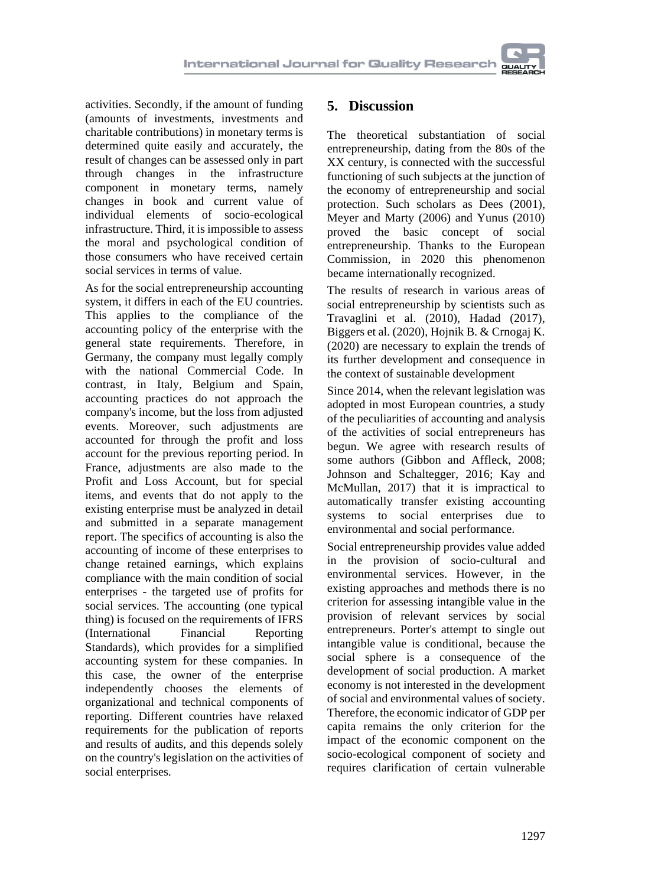activities. Secondly, if the amount of funding (amounts of investments, investments and charitable contributions) in monetary terms is determined quite easily and accurately, the result of changes can be assessed only in part through changes in the infrastructure component in monetary terms, namely changes in book and current value of individual elements of socio-ecological infrastructure. Third, it is impossible to assess the moral and psychological condition of those consumers who have received certain social services in terms of value.

As for the social entrepreneurship accounting system, it differs in each of the EU countries. This applies to the compliance of the accounting policy of the enterprise with the general state requirements. Therefore, in Germany, the company must legally comply with the national Commercial Code. In contrast, in Italy, Belgium and Spain, accounting practices do not approach the company's income, but the loss from adjusted events. Moreover, such adjustments are accounted for through the profit and loss account for the previous reporting period. In France, adjustments are also made to the Profit and Loss Account, but for special items, and events that do not apply to the existing enterprise must be analyzed in detail and submitted in a separate management report. The specifics of accounting is also the accounting of income of these enterprises to change retained earnings, which explains compliance with the main condition of social enterprises - the targeted use of profits for social services. The accounting (one typical thing) is focused on the requirements of IFRS (International Financial Reporting Standards), which provides for a simplified accounting system for these companies. In this case, the owner of the enterprise independently chooses the elements of organizational and technical components of reporting. Different countries have relaxed requirements for the publication of reports and results of audits, and this depends solely on the country's legislation on the activities of social enterprises.

## 5. Discussion

The theoretical substantiation of social entrepreneurship, dating from the 80s of the XX century, is connected with the successful functioning of such subjects at the junction of the economy of entrepreneurship and social protection. Such scholars as Dees (2001), Meyer and Marty (2006) and Yunus (2010) proved the basic concept of social entrepreneurship. Thanks to the European Commission, in 2020 this phenomenon became internationally recognized.

The results of research in various areas of social entrepreneurship by scientists such as Travaglini et al. (2010), Hadad (2017), Biggers et al. (2020), Hojnik B. & Crnogaj K. (2020) are necessary to explain the trends of its further development and consequence in the context of sustainable development

Since 2014, when the relevant legislation was adopted in most European countries, a study of the peculiarities of accounting and analysis of the activities of social entrepreneurs has begun. We agree with research results of some authors (Gibbon and Affleck, 2008; Johnson and Schaltegger, 2016; Kay and McMullan, 2017) that it is impractical to automatically transfer existing accounting systems to social enterprises due to environmental and social performance.

Social entrepreneurship provides value added in the provision of socio-cultural and environmental services. However, in the existing approaches and methods there is no criterion for assessing intangible value in the provision of relevant services by social entrepreneurs. Porter's attempt to single out intangible value is conditional, because the social sphere is a consequence of the development of social production. A market economy is not interested in the development of social and environmental values of society. Therefore, the economic indicator of GDP per capita remains the only criterion for the impact of the economic component on the socio-ecological component of society and requires clarification of certain vulnerable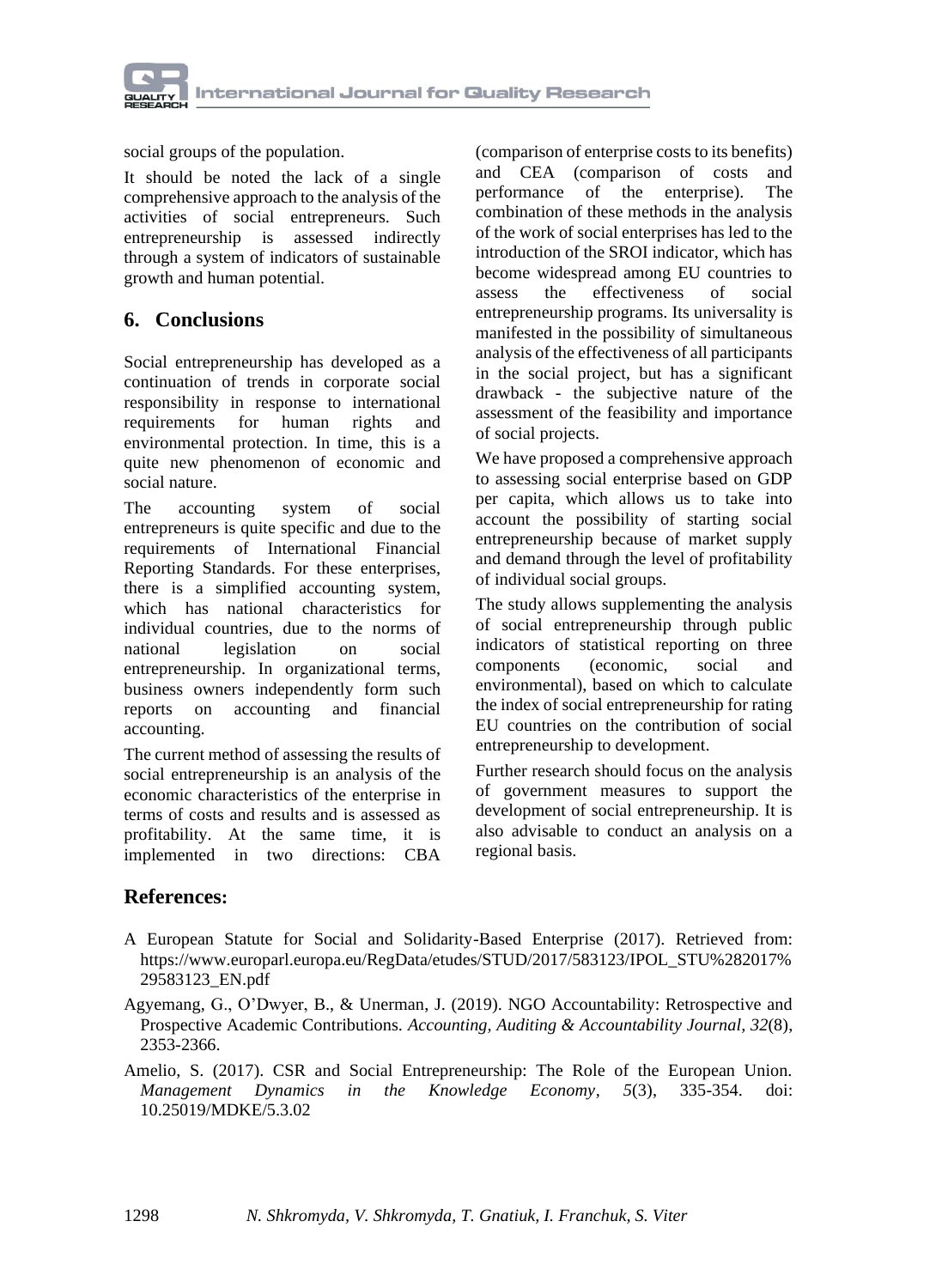social groups of the population.

It should be noted the lack of a single comprehensive approach to the analysis of the activities of social entrepreneurs. Such entrepreneurship is assessed indirectly through a system of indicators of sustainable growth and human potential.

## 6. Conclusions

Social entrepreneurship has developed as a continuation of trends in corporate social responsibility in response to international requirements for human rights and environmental protection. In time, this is a quite new phenomenon of economic and social nature.

The accounting system of social entrepreneurs is quite specific and due to the requirements of International Financial Reporting Standards. For these enterprises, there is a simplified accounting system, which has national characteristics for individual countries, due to the norms of national legislation on social entrepreneurship. In organizational terms, business owners independently form such reports on accounting and financial accounting.

The current method of assessing the results of social entrepreneurship is an analysis of the economic characteristics of the enterprise in terms of costs and results and is assessed as profitability. At the same time, it is implemented in two directions: CBA (comparison of enterprise costs to its benefits) and CEA (comparison of costs and performance of the enterprise). The combination of these methods in the analysis of the work of social enterprises has led to the introduction of the SROI indicator, which has become widespread among EU countries to assess the effectiveness of social entrepreneurship programs. Its universality is manifested in the possibility of simultaneous analysis of the effectiveness of all participants in the social project, but has a significant drawback - the subjective nature of the assessment of the feasibility and importance of social projects.

We have proposed a comprehensive approach to assessing social enterprise based on GDP per capita, which allows us to take into account the possibility of starting social entrepreneurship because of market supply and demand through the level of profitability of individual social groups.

The study allows supplementing the analysis of social entrepreneurship through public indicators of statistical reporting on three components (economic, social and environmental), based on which to calculate the index of social entrepreneurship for rating EU countries on the contribution of social entrepreneurship to development.

Further research should focus on the analysis of government measures to support the development of social entrepreneurship. It is also advisable to conduct an analysis on a regional basis.

## References:

A European Statute for Social and Solidarity-Based Enterprise (2017). Retrieved from: https://www.europarl.europa.eu/RegData/etudes/STUD/2017/583123/IPOL_STU%282017%29583123_EN.pdf

Agyemang, G., O'Dwyer, B., & Unerman, J. (2019). NGO Accountability: Retrospective and Prospective Academic Contributions. *Accounting, Auditing & Accountability Journal*, *32*(8), 2353-2366.

Amelio, S. (2017). CSR and Social Entrepreneurship: The Role of the European Union. *Management Dynamics in the Knowledge Economy*, *5*(3), 335-354. doi: 10.25019/MDKE/5.3.02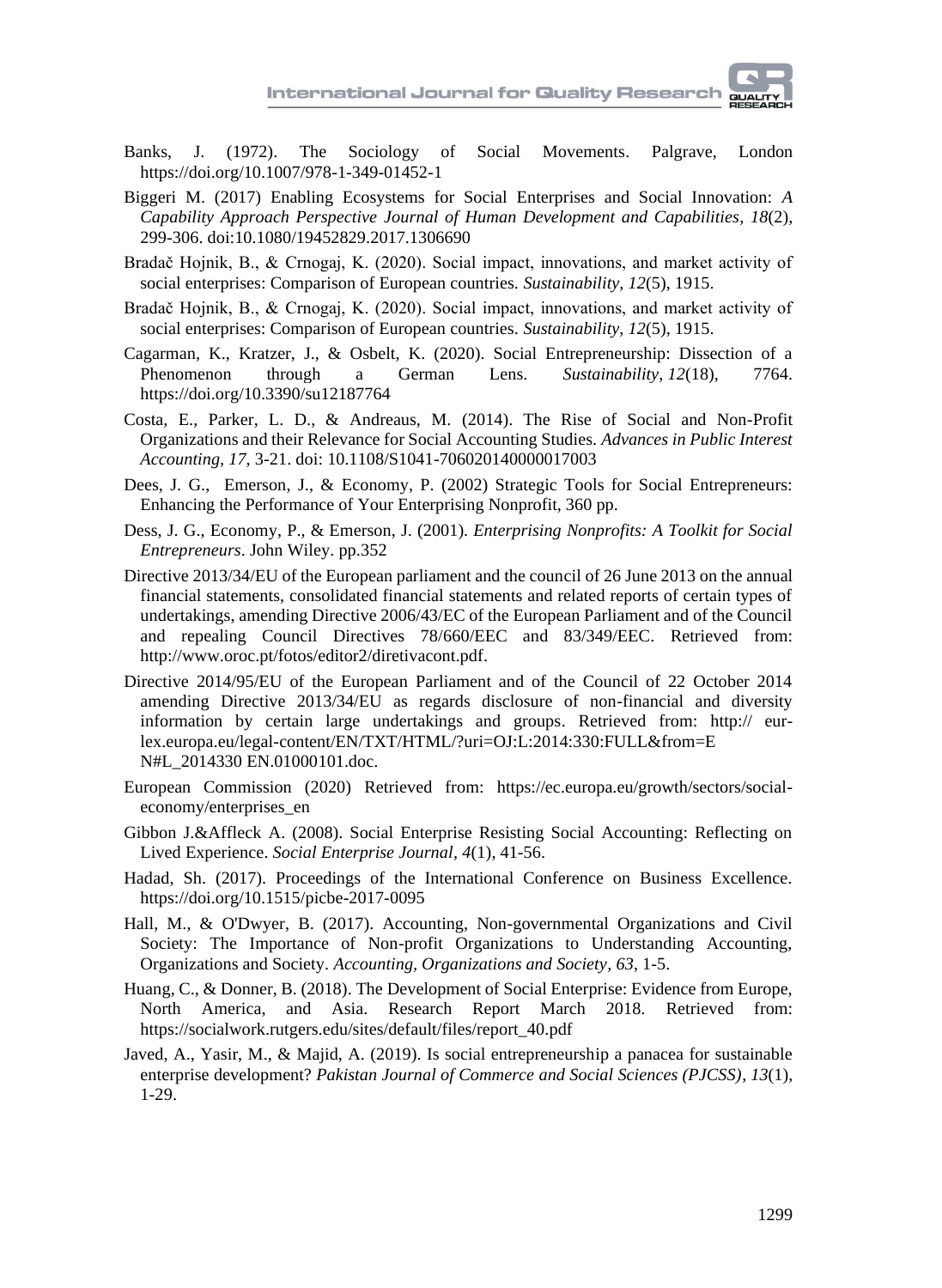Banks, J. (1972). The Sociology of Social Movements. Palgrave, London https://doi.org/10.1007/978-1-349-01452-1

Biggeri M. (2017) Enabling Ecosystems for Social Enterprises and Social Innovation: *A Capability Approach Perspective Journal of Human Development and Capabilities, 18*(2), 299-306. doi:10.1080/19452829.2017.1306690

Bradač Hojnik, B., & Crnogaj, K. (2020). Social impact, innovations, and market activity of social enterprises: Comparison of European countries. *Sustainability*, *12*(5), 1915.

Bradač Hojnik, B., & Crnogaj, K. (2020). Social impact, innovations, and market activity of social enterprises: Comparison of European countries. *Sustainability*, *12*(5), 1915.

Cagarman, K., Kratzer, J., & Osbelt, K. (2020). Social Entrepreneurship: Dissection of a Phenomenon through a German Lens. *Sustainability*, *12*(18), 7764. https://doi.org/10.3390/su12187764

Costa, E., Parker, L. D., & Andreaus, M. (2014). The Rise of Social and Non-Profit Organizations and their Relevance for Social Accounting Studies. *Advances in Public Interest Accounting, 17*, 3-21. doi: 10.1108/S1041-706020140000017003

Dees, J. G., Emerson, J., & Economy, P. (2002) Strategic Tools for Social Entrepreneurs: Enhancing the Performance of Your Enterprising Nonprofit, 360 pp.

Dess, J. G., Economy, P., & Emerson, J. (2001). *Enterprising Nonprofits: A Toolkit for Social Entrepreneurs*. John Wiley. pp.352

Directive 2013/34/EU of the European parliament and the council of 26 June 2013 on the annual financial statements, consolidated financial statements and related reports of certain types of undertakings, amending Directive 2006/43/EC of the European Parliament and of the Council and repealing Council Directives 78/660/EEC and 83/349/EEC. Retrieved from: http://www.oroc.pt/fotos/editor2/diretivacont.pdf.

Directive 2014/95/EU of the European Parliament and of the Council of 22 October 2014 amending Directive 2013/34/EU as regards disclosure of non-financial and diversity information by certain large undertakings and groups. Retrieved from: http:// eur-lex.europa.eu/legal-content/EN/TXT/HTML/?uri=OJ:L:2014:330:FULL&from=E N#L_2014330 EN.01000101.doc.

European Commission (2020) Retrieved from: https://ec.europa.eu/growth/sectors/social-economy/enterprises_en

Gibbon J.&Affleck A. (2008). Social Enterprise Resisting Social Accounting: Reflecting on Lived Experience. *Social Enterprise Journal, 4*(1), 41-56.

Hadad, Sh. (2017). Proceedings of the International Conference on Business Excellence. https://doi.org/10.1515/picbe-2017-0095

Hall, M., & O'Dwyer, B. (2017). Accounting, Non-governmental Organizations and Civil Society: The Importance of Non-profit Organizations to Understanding Accounting, Organizations and Society. *Accounting, Organizations and Society, 63*, 1-5.

Huang, C., & Donner, B. (2018). The Development of Social Enterprise: Evidence from Europe, North America, and Asia. Research Report March 2018. Retrieved from: https://socialwork.rutgers.edu/sites/default/files/report_40.pdf

Javed, A., Yasir, M., & Majid, A. (2019). Is social entrepreneurship a panacea for sustainable enterprise development? *Pakistan Journal of Commerce and Social Sciences (PJCSS), 13*(1), 1-29.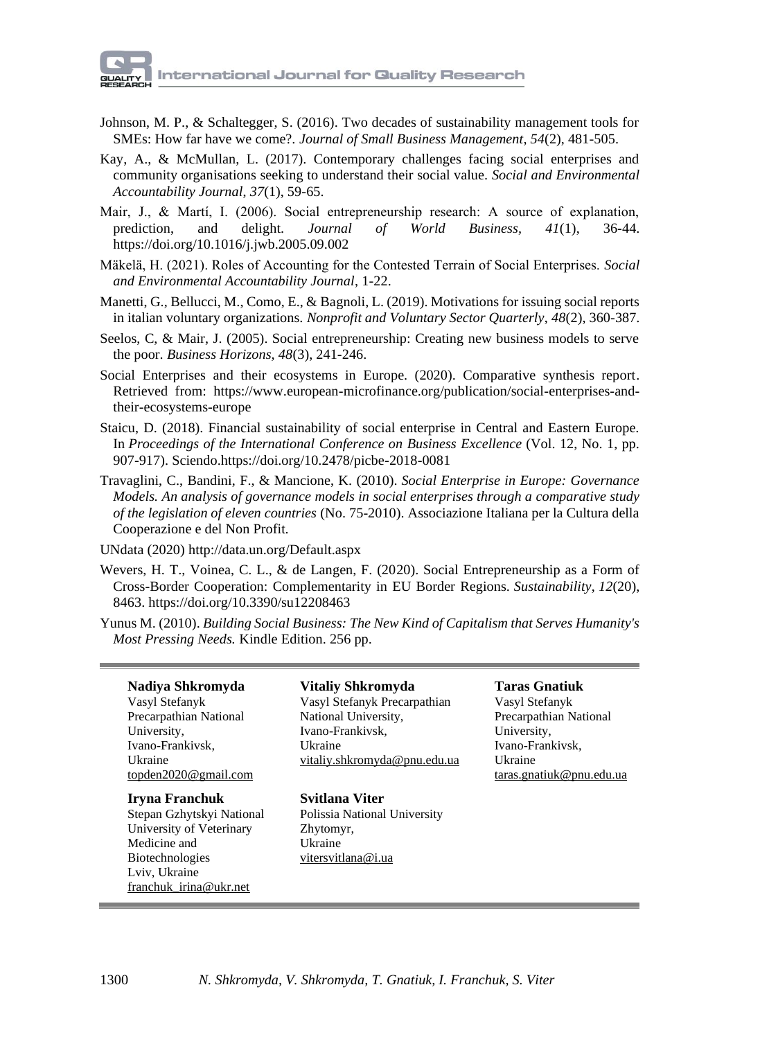Johnson, M. P., & Schaltegger, S. (2016). Two decades of sustainability management tools for SMEs: How far have we come?. *Journal of Small Business Management*, *54*(2), 481-505.

Kay, A., & McMullan, L. (2017). Contemporary challenges facing social enterprises and community organisations seeking to understand their social value. *Social and Environmental Accountability Journal*, *37*(1), 59-65.

Mair, J., & Martí, I. (2006). Social entrepreneurship research: A source of explanation, prediction, and delight. *Journal of World Business*, *41*(1), 36-44. https://doi.org/10.1016/j.jwb.2005.09.002

Mäkelä, H. (2021). Roles of Accounting for the Contested Terrain of Social Enterprises. *Social and Environmental Accountability Journal*, 1-22.

Manetti, G., Bellucci, M., Como, E., & Bagnoli, L. (2019). Motivations for issuing social reports in italian voluntary organizations. *Nonprofit and Voluntary Sector Quarterly*, *48*(2), 360-387.

Seelos, C, & Mair, J. (2005). Social entrepreneurship: Creating new business models to serve the poor. *Business Horizons*, *48*(3), 241-246.

Social Enterprises and their ecosystems in Europe. (2020). Comparative synthesis report. Retrieved from: https://www.european-microfinance.org/publication/social-enterprises-and-their-ecosystems-europe

Staicu, D. (2018). Financial sustainability of social enterprise in Central and Eastern Europe. In *Proceedings of the International Conference on Business Excellence* (Vol. 12, No. 1, pp. 907-917). Sciendo.https://doi.org/10.2478/picbe-2018-0081

Travaglini, C., Bandini, F., & Mancione, K. (2010). *Social Enterprise in Europe: Governance Models. An analysis of governance models in social enterprises through a comparative study of the legislation of eleven countries* (No. 75-2010). Associazione Italiana per la Cultura della Cooperazione e del Non Profit.

UNdata (2020) http://data.un.org/Default.aspx

Wevers, H. T., Voinea, C. L., & de Langen, F. (2020). Social Entrepreneurship as a Form of Cross-Border Cooperation: Complementarity in EU Border Regions. *Sustainability*, *12*(20), 8463. https://doi.org/10.3390/su12208463

Yunus M. (2010). *Building Social Business: The New Kind of Capitalism that Serves Humanity's Most Pressing Needs.* Kindle Edition. 256 pp.

---

**Nadiya Shkromyda**
Vasyl Stefanyk Precarpathian National University,
Ivano-Frankivsk,
Ukraine
topden2020@gmail.com

**Vitaliy Shkromyda**
Vasyl Stefanyk Precarpathian National University,
Ivano-Frankivsk,
Ukraine
vitaliy.shkromyda@pnu.edu.ua

**Taras Gnatiuk**
Vasyl Stefanyk Precarpathian National University,
Ivano-Frankivsk,
Ukraine
taras.gnatiuk@pnu.edu.ua

**Iryna Franchuk**
Stepan Gzhytskyi National University of Veterinary Medicine and Biotechnologies
Lviv, Ukraine
franchuk_irina@ukr.net

**Svitlana Viter**
Polissia National University
Zhytomyr,
Ukraine
vitersvitlana@i.ua